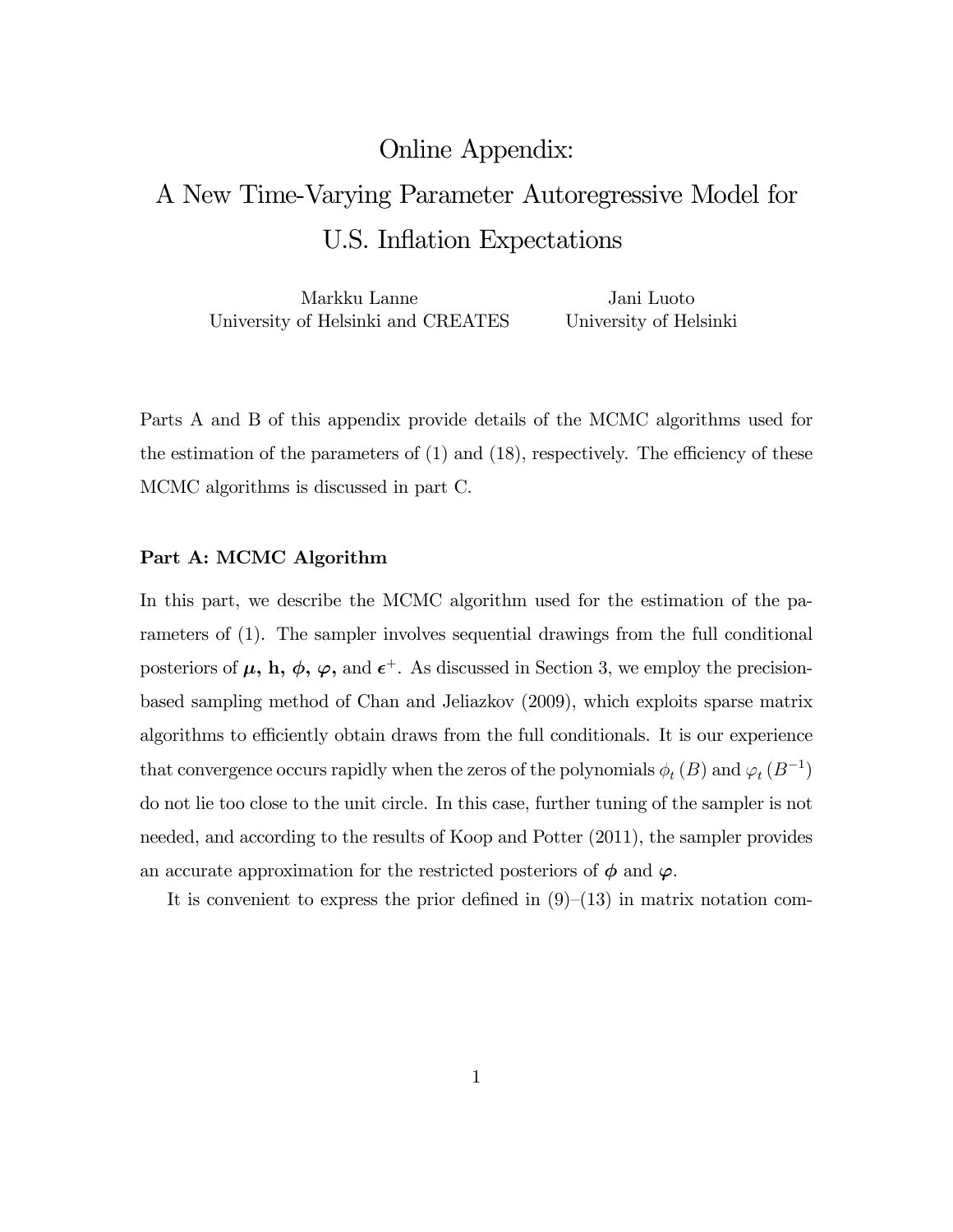# Online Appendix: A New Time-Varying Parameter Autoregressive Model for U.S. Inflation Expectations

Markku Lanne
University of Helsinki and CREATES

Jani Luoto
University of Helsinki

Parts A and B of this appendix provide details of the MCMC algorithms used for the estimation of the parameters of (1) and (18), respectively. The efficiency of these MCMC algorithms is discussed in part C.

**Part A: MCMC Algorithm**

In this part, we describe the MCMC algorithm used for the estimation of the parameters of (1). The sampler involves sequential drawings from the full conditional posteriors of $\boldsymbol{\mu}$, $\mathbf{h}$, $\boldsymbol{\phi}$, $\boldsymbol{\varphi}$, and $\boldsymbol{\epsilon}^{+}$. As discussed in Section 3, we employ the precision-based sampling method of Chan and Jeliazkov (2009), which exploits sparse matrix algorithms to efficiently obtain draws from the full conditionals. It is our experience that convergence occurs rapidly when the zeros of the polynomials $\phi_t(B)$ and $\varphi_t(B^{-1})$ do not lie too close to the unit circle. In this case, further tuning of the sampler is not needed, and according to the results of Koop and Potter (2011), the sampler provides an accurate approximation for the restricted posteriors of $\boldsymbol{\phi}$ and $\boldsymbol{\varphi}$.

It is convenient to express the prior defined in (9)–(13) in matrix notation com-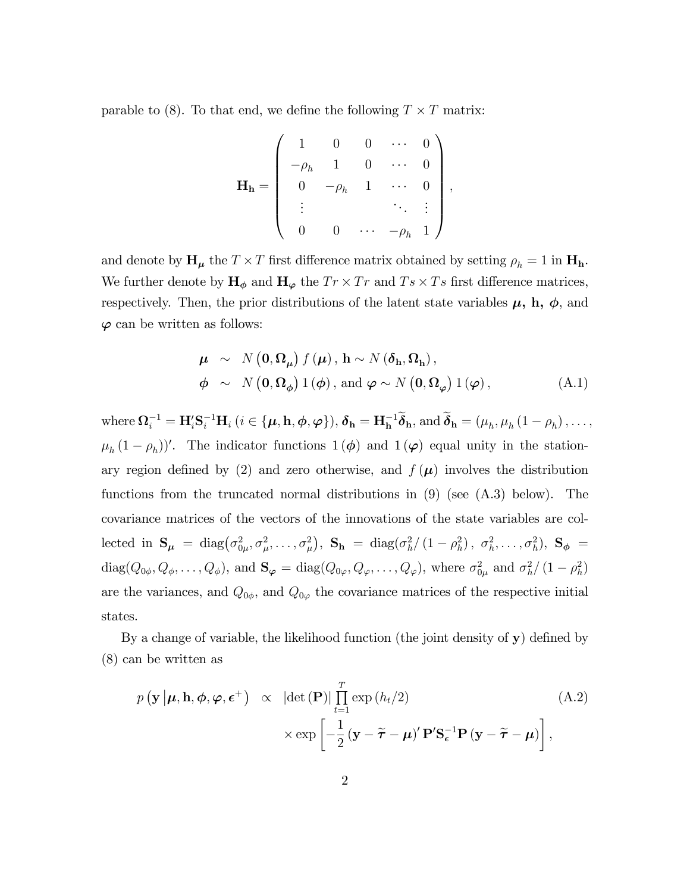parable to (8). To that end, we define the following $T \times T$ matrix:

$$
\mathbf{H_h} = \begin{pmatrix} 1 & 0 & 0 & \cdots & 0 \\ -\rho_h & 1 & 0 & \cdots & 0 \\ 0 & -\rho_h & 1 & \cdots & 0 \\ \vdots & & & \ddots & \vdots \\ 0 & 0 & \cdots & -\rho_h & 1 \end{pmatrix},
$$

and denote by $\mathbf{H}_{\boldsymbol{\mu}}$ the $T \times T$ first difference matrix obtained by setting $\rho_h = 1$ in $\mathbf{H_h}$. We further denote by $\mathbf{H}_{\boldsymbol{\phi}}$ and $\mathbf{H}_{\boldsymbol{\varphi}}$ the $Tr \times Tr$ and $Ts \times Ts$ first difference matrices, respectively. Then, the prior distributions of the latent state variables $\boldsymbol{\mu}$, $\mathbf{h}$, $\boldsymbol{\phi}$, and $\boldsymbol{\varphi}$ can be written as follows:

$$
\begin{aligned}
\boldsymbol{\mu} &\sim N\left(\mathbf{0}, \boldsymbol{\Omega}_{\boldsymbol{\mu}}\right) f\left(\boldsymbol{\mu}\right), \; \mathbf{h} \sim N\left(\boldsymbol{\delta}_{\mathbf{h}}, \boldsymbol{\Omega}_{\mathbf{h}}\right), \\
\boldsymbol{\phi} &\sim N\left(\mathbf{0}, \boldsymbol{\Omega}_{\boldsymbol{\phi}}\right) 1\left(\boldsymbol{\phi}\right), \text{ and } \boldsymbol{\varphi} \sim N\left(\mathbf{0}, \boldsymbol{\Omega}_{\boldsymbol{\varphi}}\right) 1\left(\boldsymbol{\varphi}\right),
\end{aligned} \tag{A.1}
$$

where $\boldsymbol{\Omega}_i^{-1} = \mathbf{H}_i' \mathbf{S}_i^{-1} \mathbf{H}_i$ ($i \in \{\boldsymbol{\mu}, \mathbf{h}, \boldsymbol{\phi}, \boldsymbol{\varphi}\}$), $\boldsymbol{\delta}_{\mathbf{h}} = \mathbf{H}_{\mathbf{h}}^{-1} \widetilde{\boldsymbol{\delta}}_{\mathbf{h}}$, and $\widetilde{\boldsymbol{\delta}}_{\mathbf{h}} = (\mu_h, \mu_h(1-\rho_h), \ldots, \mu_h(1-\rho_h))'$. The indicator functions $1(\boldsymbol{\phi})$ and $1(\boldsymbol{\varphi})$ equal unity in the stationary region defined by (2) and zero otherwise, and $f(\boldsymbol{\mu})$ involves the distribution functions from the truncated normal distributions in (9) (see (A.3) below). The covariance matrices of the vectors of the innovations of the state variables are collected in $\mathbf{S}_{\boldsymbol{\mu}} = \text{diag}(\sigma_{0\mu}^2, \sigma_\mu^2, \ldots, \sigma_\mu^2)$, $\mathbf{S}_{\mathbf{h}} = \text{diag}(\sigma_h^2/(1-\rho_h^2), \sigma_h^2, \ldots, \sigma_h^2)$, $\mathbf{S}_{\boldsymbol{\phi}} = \text{diag}(Q_{0\phi}, Q_\phi, \ldots, Q_\phi)$, and $\mathbf{S}_{\boldsymbol{\varphi}} = \text{diag}(Q_{0\varphi}, Q_\varphi, \ldots, Q_\varphi)$, where $\sigma_{0\mu}^2$ and $\sigma_h^2/(1-\rho_h^2)$ are the variances, and $Q_{0\phi}$, and $Q_{0\varphi}$ the covariance matrices of the respective initial states.

By a change of variable, the likelihood function (the joint density of $\mathbf{y}$) defined by (8) can be written as

$$
\begin{aligned}
p\left(\mathbf{y} \left| \boldsymbol{\mu}, \mathbf{h}, \boldsymbol{\phi}, \boldsymbol{\varphi}, \boldsymbol{\epsilon}^+\right.\right) \propto\; & \left|\det\left(\mathbf{P}\right)\right| \prod_{t=1}^{T} \exp\left(h_t/2\right) \\
& \times \exp\left[-\frac{1}{2}\left(\mathbf{y} - \widetilde{\boldsymbol{\tau}} - \boldsymbol{\mu}\right)' \mathbf{P}' \mathbf{S}_{\boldsymbol{\epsilon}}^{-1} \mathbf{P}\left(\mathbf{y} - \widetilde{\boldsymbol{\tau}} - \boldsymbol{\mu}\right)\right],
\end{aligned} \tag{A.2}
$$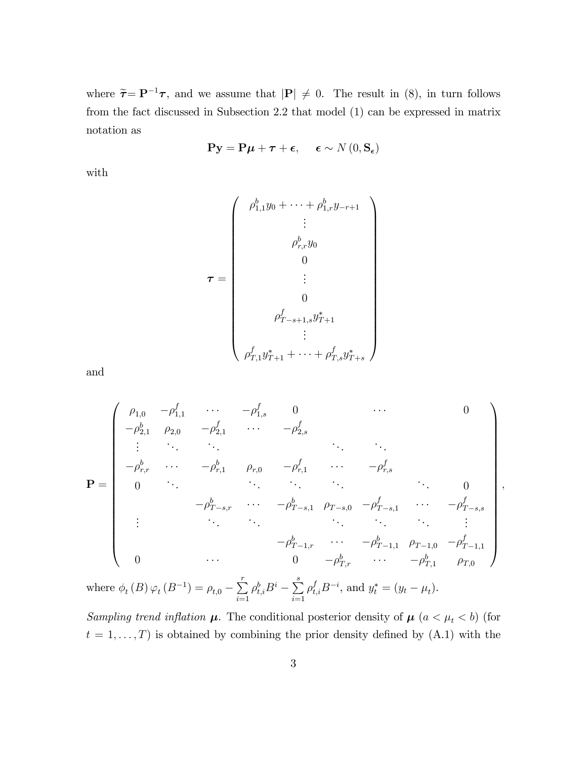where $\widetilde{\boldsymbol{\tau}} = \mathbf{P}^{-1}\boldsymbol{\tau}$, and we assume that $|\mathbf{P}| \neq 0$. The result in (8), in turn follows from the fact discussed in Subsection 2.2 that model (1) can be expressed in matrix notation as

$$\mathbf{P}\mathbf{y} = \mathbf{P}\boldsymbol{\mu} + \boldsymbol{\tau} + \boldsymbol{\epsilon}, \quad \boldsymbol{\epsilon} \sim N\left(0, \mathbf{S}_{\boldsymbol{\epsilon}}\right)$$

with

$$\boldsymbol{\tau} = \begin{pmatrix} \rho^b_{1,1} y_0 + \cdots + \rho^b_{1,r} y_{-r+1} \\ \vdots \\ \rho^b_{r,r} y_0 \\ 0 \\ \vdots \\ 0 \\ \rho^f_{T-s+1,s} y^*_{T+1} \\ \vdots \\ \rho^f_{T,1} y^*_{T+1} + \cdots + \rho^f_{T,s} y^*_{T+s} \end{pmatrix}$$

and

$$\mathbf{P} = \begin{pmatrix} \rho_{1,0} & -\rho^f_{1,1} & \cdots & -\rho^f_{1,s} & 0 & & \cdots & & 0 \\ -\rho^b_{2,1} & \rho_{2,0} & -\rho^f_{2,1} & \cdots & -\rho^f_{2,s} & & & & \\ \vdots & \ddots & \ddots & & & \ddots & \ddots & & \\ -\rho^b_{r,r} & \cdots & -\rho^b_{r,1} & \rho_{r,0} & -\rho^f_{r,1} & \cdots & -\rho^f_{r,s} & & \\ 0 & \ddots & & \ddots & \ddots & \ddots & & \ddots & 0 \\ & & -\rho^b_{T-s,r} & \cdots & -\rho^b_{T-s,1} & \rho_{T-s,0} & -\rho^f_{T-s,1} & \cdots & -\rho^f_{T-s,s} \\ \vdots & & \ddots & \ddots & & \ddots & \ddots & \ddots & \vdots \\ & & & & -\rho^b_{T-1,r} & \cdots & -\rho^b_{T-1,1} & \rho_{T-1,0} & -\rho^f_{T-1,1} \\ 0 & & \cdots & & 0 & -\rho^b_{T,r} & \cdots & -\rho^b_{T,1} & \rho_{T,0} \end{pmatrix},$$

where $\phi_t\left(B\right)\varphi_t\left(B^{-1}\right) = \rho_{t,0} - \sum_{i=1}^{r} \rho^b_{t,i} B^i - \sum_{i=1}^{s} \rho^f_{t,i} B^{-i}$, and $y^*_t = (y_t - \mu_t)$.

*Sampling trend inflation* $\boldsymbol{\mu}$. The conditional posterior density of $\boldsymbol{\mu}$ $(a < \mu_t < b)$ (for $t = 1, \ldots, T$) is obtained by combining the prior density defined by (A.1) with the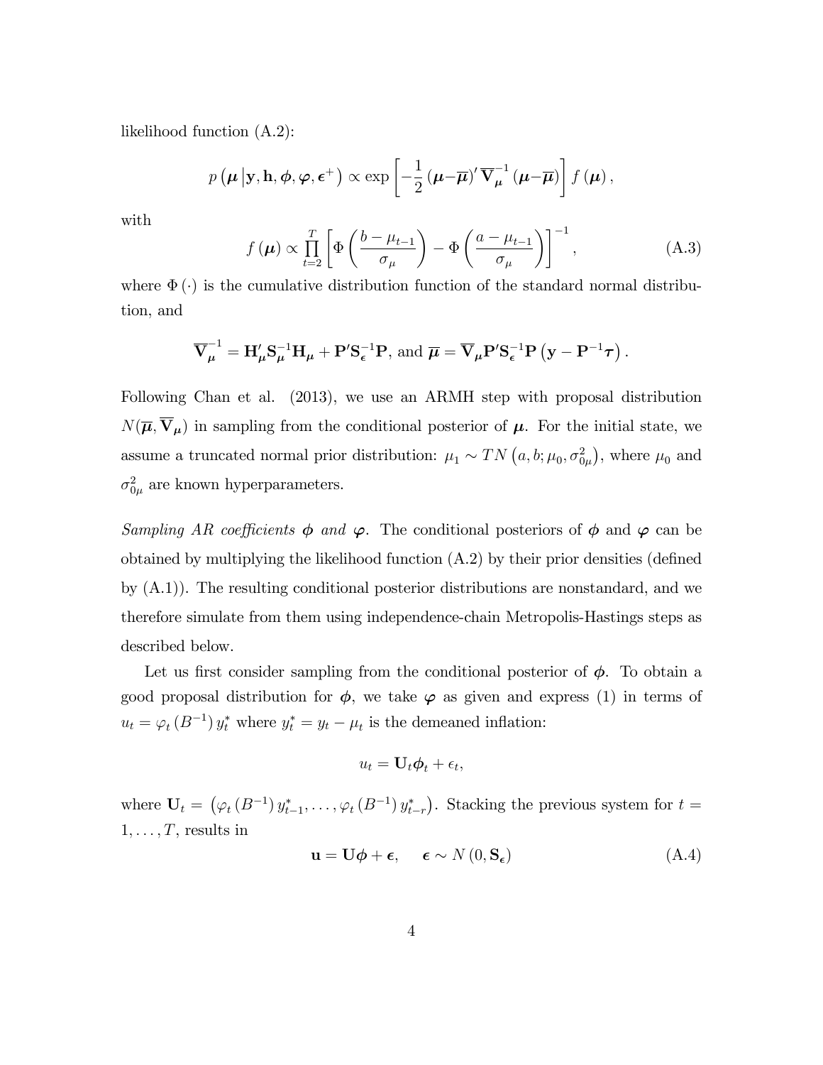likelihood function (A.2):

$$p\left(\boldsymbol{\mu}\,\middle|\,\mathbf{y},\mathbf{h},\boldsymbol{\phi},\boldsymbol{\varphi},\boldsymbol{\epsilon}^{+}\right)\propto\exp\left[-\frac{1}{2}\left(\boldsymbol{\mu}-\overline{\boldsymbol{\mu}}\right)'\overline{\mathbf{V}}_{\boldsymbol{\mu}}^{-1}\left(\boldsymbol{\mu}-\overline{\boldsymbol{\mu}}\right)\right]f\left(\boldsymbol{\mu}\right),$$

with

$$f\left(\boldsymbol{\mu}\right)\propto\prod_{t=2}^{T}\left[\Phi\left(\frac{b-\mu_{t-1}}{\sigma_{\mu}}\right)-\Phi\left(\frac{a-\mu_{t-1}}{\sigma_{\mu}}\right)\right]^{-1},\tag{A.3}$$

where $\Phi\left(\cdot\right)$ is the cumulative distribution function of the standard normal distribution, and

$$\overline{\mathbf{V}}_{\boldsymbol{\mu}}^{-1}=\mathbf{H}_{\boldsymbol{\mu}}'\mathbf{S}_{\boldsymbol{\mu}}^{-1}\mathbf{H}_{\boldsymbol{\mu}}+\mathbf{P}'\mathbf{S}_{\boldsymbol{\epsilon}}^{-1}\mathbf{P},\text{ and }\overline{\boldsymbol{\mu}}=\overline{\mathbf{V}}_{\boldsymbol{\mu}}\mathbf{P}'\mathbf{S}_{\boldsymbol{\epsilon}}^{-1}\mathbf{P}\left(\mathbf{y}-\mathbf{P}^{-1}\boldsymbol{\tau}\right).$$

Following Chan et al. (2013), we use an ARMH step with proposal distribution $N(\overline{\boldsymbol{\mu}},\overline{\mathbf{V}}_{\boldsymbol{\mu}})$ in sampling from the conditional posterior of $\boldsymbol{\mu}$. For the initial state, we assume a truncated normal prior distribution: $\mu_1\sim TN\left(a,b;\mu_0,\sigma_{0\mu}^2\right)$, where $\mu_0$ and $\sigma_{0\mu}^2$ are known hyperparameters.

*Sampling AR coefficients $\boldsymbol{\phi}$ and $\boldsymbol{\varphi}$.* The conditional posteriors of $\boldsymbol{\phi}$ and $\boldsymbol{\varphi}$ can be obtained by multiplying the likelihood function (A.2) by their prior densities (defined by (A.1)). The resulting conditional posterior distributions are nonstandard, and we therefore simulate from them using independence-chain Metropolis-Hastings steps as described below.

Let us first consider sampling from the conditional posterior of $\boldsymbol{\phi}$. To obtain a good proposal distribution for $\boldsymbol{\phi}$, we take $\boldsymbol{\varphi}$ as given and express (1) in terms of $u_t=\varphi_t\left(B^{-1}\right)y_t^*$ where $y_t^*=y_t-\mu_t$ is the demeaned inflation:

$$u_t=\mathbf{U}_t\boldsymbol{\phi}_t+\epsilon_t,$$

where $\mathbf{U}_t=\left(\varphi_t\left(B^{-1}\right)y_{t-1}^*,\ldots,\varphi_t\left(B^{-1}\right)y_{t-r}^*\right)$. Stacking the previous system for $t=1,\ldots,T$, results in

$$\mathbf{u}=\mathbf{U}\boldsymbol{\phi}+\boldsymbol{\epsilon},\qquad\boldsymbol{\epsilon}\sim N\left(0,\mathbf{S}_{\boldsymbol{\epsilon}}\right)\tag{A.4}$$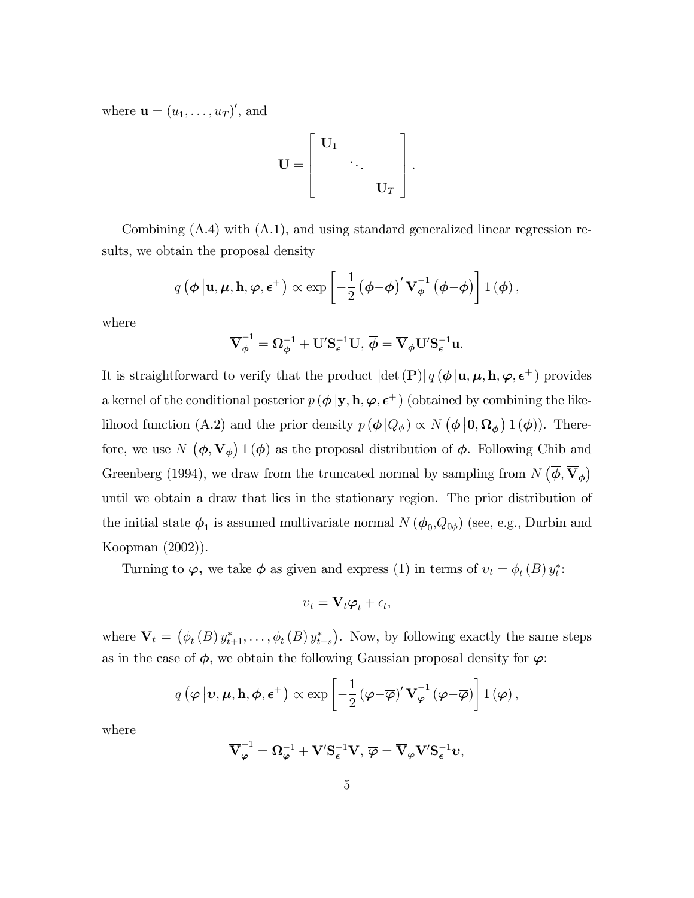where $\mathbf{u} = (u_1, \ldots, u_T)'$, and

$$\mathbf{U} = \begin{bmatrix} \mathbf{U}_1 & & \\ & \ddots & \\ & & \mathbf{U}_T \end{bmatrix}.$$

Combining (A.4) with (A.1), and using standard generalized linear regression results, we obtain the proposal density

$$q\left(\boldsymbol{\phi}\left|\mathbf{u}, \boldsymbol{\mu}, \mathbf{h}, \boldsymbol{\varphi}, \boldsymbol{\epsilon}^{+}\right.\right) \propto \exp\left[-\frac{1}{2}\left(\boldsymbol{\phi} - \overline{\boldsymbol{\phi}}\right)' \overline{\mathbf{V}}_{\boldsymbol{\phi}}^{-1}\left(\boldsymbol{\phi} - \overline{\boldsymbol{\phi}}\right)\right] 1\left(\boldsymbol{\phi}\right),$$

where

$$\overline{\mathbf{V}}_{\boldsymbol{\phi}}^{-1} = \boldsymbol{\Omega}_{\boldsymbol{\phi}}^{-1} + \mathbf{U}'\mathbf{S}_{\boldsymbol{\epsilon}}^{-1}\mathbf{U},\ \overline{\boldsymbol{\phi}} = \overline{\mathbf{V}}_{\boldsymbol{\phi}}\mathbf{U}'\mathbf{S}_{\boldsymbol{\epsilon}}^{-1}\mathbf{u}.$$

It is straightforward to verify that the product $\left|\det\left(\mathbf{P}\right)\right| q\left(\boldsymbol{\phi}\left|\mathbf{u}, \boldsymbol{\mu}, \mathbf{h}, \boldsymbol{\varphi}, \boldsymbol{\epsilon}^{+}\right.\right)$ provides a kernel of the conditional posterior $p\left(\boldsymbol{\phi}\left|\mathbf{y}, \mathbf{h}, \boldsymbol{\varphi}, \boldsymbol{\epsilon}^{+}\right.\right)$ (obtained by combining the likelihood function (A.2) and the prior density $p\left(\boldsymbol{\phi}\left|Q_{\phi}\right.\right) \propto N\left(\boldsymbol{\phi}\left|\mathbf{0}, \boldsymbol{\Omega}_{\boldsymbol{\phi}}\right.\right) 1\left(\boldsymbol{\phi}\right)$). Therefore, we use $N\left(\overline{\boldsymbol{\phi}}, \overline{\mathbf{V}}_{\boldsymbol{\phi}}\right) 1\left(\boldsymbol{\phi}\right)$ as the proposal distribution of $\boldsymbol{\phi}$. Following Chib and Greenberg (1994), we draw from the truncated normal by sampling from $N\left(\overline{\boldsymbol{\phi}}, \overline{\mathbf{V}}_{\boldsymbol{\phi}}\right)$ until we obtain a draw that lies in the stationary region. The prior distribution of the initial state $\boldsymbol{\phi}_1$ is assumed multivariate normal $N\left(\boldsymbol{\phi}_0, Q_{0\phi}\right)$ (see, e.g., Durbin and Koopman (2002)).

Turning to $\boldsymbol{\varphi}$, we take $\boldsymbol{\phi}$ as given and express (1) in terms of $\upsilon_t = \phi_t\left(B\right) y_t^{*}$:

$$\upsilon_t = \mathbf{V}_t \boldsymbol{\varphi}_t + \epsilon_t,$$

where $\mathbf{V}_t = \left(\phi_t\left(B\right) y_{t+1}^{*}, \ldots, \phi_t\left(B\right) y_{t+s}^{*}\right)$. Now, by following exactly the same steps as in the case of $\boldsymbol{\phi}$, we obtain the following Gaussian proposal density for $\boldsymbol{\varphi}$:

$$q\left(\boldsymbol{\varphi}\left|\boldsymbol{\upsilon}, \boldsymbol{\mu}, \mathbf{h}, \boldsymbol{\phi}, \boldsymbol{\epsilon}^{+}\right.\right) \propto \exp\left[-\frac{1}{2}\left(\boldsymbol{\varphi} - \overline{\boldsymbol{\varphi}}\right)' \overline{\mathbf{V}}_{\boldsymbol{\varphi}}^{-1}\left(\boldsymbol{\varphi} - \overline{\boldsymbol{\varphi}}\right)\right] 1\left(\boldsymbol{\varphi}\right),$$

where

$$\overline{\mathbf{V}}_{\boldsymbol{\varphi}}^{-1} = \boldsymbol{\Omega}_{\boldsymbol{\varphi}}^{-1} + \mathbf{V}'\mathbf{S}_{\boldsymbol{\epsilon}}^{-1}\mathbf{V},\ \overline{\boldsymbol{\varphi}} = \overline{\mathbf{V}}_{\boldsymbol{\varphi}}\mathbf{V}'\mathbf{S}_{\boldsymbol{\epsilon}}^{-1}\boldsymbol{\upsilon},$$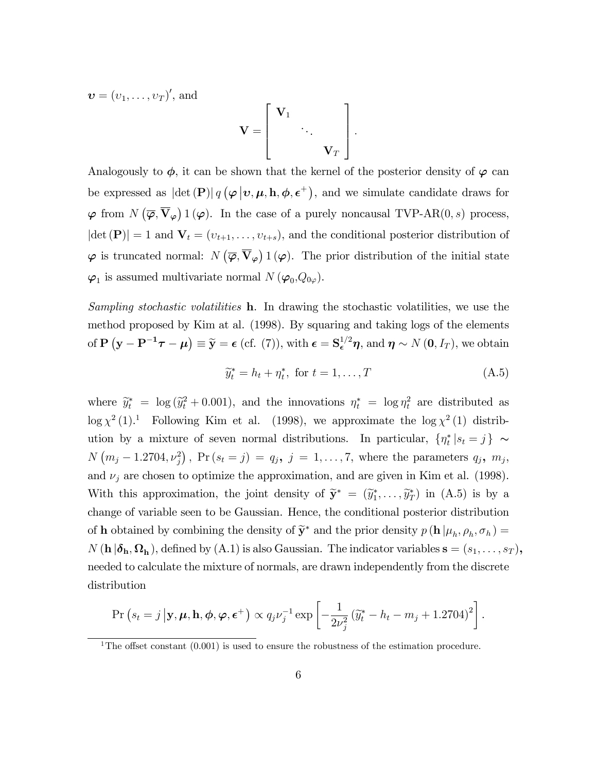$\boldsymbol{\upsilon} = (\upsilon_1, \ldots, \upsilon_T)'$, and

$$\mathbf{V} = \begin{bmatrix} \mathbf{V}_1 & & \\ & \ddots & \\ & & \mathbf{V}_T \end{bmatrix}.$$

Analogously to $\boldsymbol{\phi}$, it can be shown that the kernel of the posterior density of $\boldsymbol{\varphi}$ can be expressed as $|\det(\mathbf{P})| \, q\left(\boldsymbol{\varphi} \,|\boldsymbol{\upsilon}, \boldsymbol{\mu}, \mathbf{h}, \boldsymbol{\phi}, \boldsymbol{\epsilon}^{+}\right)$, and we simulate candidate draws for $\boldsymbol{\varphi}$ from $N\left(\overline{\boldsymbol{\varphi}}, \overline{\mathbf{V}}_{\boldsymbol{\varphi}}\right) 1(\boldsymbol{\varphi})$. In the case of a purely noncausal TVP-AR$(0, s)$ process, $|\det(\mathbf{P})| = 1$ and $\mathbf{V}_t = (\upsilon_{t+1}, \ldots, \upsilon_{t+s})$, and the conditional posterior distribution of $\boldsymbol{\varphi}$ is truncated normal: $N\left(\overline{\boldsymbol{\varphi}}, \overline{\mathbf{V}}_{\boldsymbol{\varphi}}\right) 1(\boldsymbol{\varphi})$. The prior distribution of the initial state $\boldsymbol{\varphi}_1$ is assumed multivariate normal $N(\boldsymbol{\varphi}_0, Q_{0\varphi})$.

*Sampling stochastic volatilities* $\mathbf{h}$. In drawing the stochastic volatilities, we use the method proposed by Kim at al. (1998). By squaring and taking logs of the elements of $\mathbf{P}\left(\mathbf{y} - \mathbf{P}^{-1}\boldsymbol{\tau} - \boldsymbol{\mu}\right) \equiv \widetilde{\mathbf{y}} = \boldsymbol{\epsilon}$ (cf. (7)), with $\boldsymbol{\epsilon} = \mathbf{S}_{\boldsymbol{\epsilon}}^{1/2}\boldsymbol{\eta}$, and $\boldsymbol{\eta} \sim N(\mathbf{0}, I_T)$, we obtain

$$\widetilde{y}_t^{*} = h_t + \eta_t^{*}, \text{ for } t = 1, \ldots, T \tag{A.5}$$

where $\widetilde{y}_t^{*} = \log(\widetilde{y}_t^2 + 0.001)$, and the innovations $\eta_t^{*} = \log \eta_t^2$ are distributed as $\log \chi^2(1)$.[1] Following Kim et al. (1998), we approximate the $\log \chi^2(1)$ distribution by a mixture of seven normal distributions. In particular, $\{\eta_t^{*} \,|s_t = j\} \sim N\left(m_j - 1.2704, \nu_j^2\right)$, $\Pr(s_t = j) = q_j$, $j = 1, \ldots, 7$, where the parameters $q_j$, $m_j$, and $\nu_j$ are chosen to optimize the approximation, and are given in Kim et al. (1998). With this approximation, the joint density of $\widetilde{\mathbf{y}}^{*} = (\widetilde{y}_1^{*}, \ldots, \widetilde{y}_T^{*})$ in (A.5) is by a change of variable seen to be Gaussian. Hence, the conditional posterior distribution of $\mathbf{h}$ obtained by combining the density of $\widetilde{\mathbf{y}}^{*}$ and the prior density $p(\mathbf{h} \,|\mu_h, \rho_h, \sigma_h) = N(\mathbf{h} \,|\boldsymbol{\delta}_{\mathbf{h}}, \boldsymbol{\Omega}_{\mathbf{h}})$, defined by (A.1) is also Gaussian. The indicator variables $\mathbf{s} = (s_1, \ldots, s_T)$, needed to calculate the mixture of normals, are drawn independently from the discrete distribution

$$\Pr\left(s_t = j \,|\mathbf{y}, \boldsymbol{\mu}, \mathbf{h}, \boldsymbol{\phi}, \boldsymbol{\varphi}, \boldsymbol{\epsilon}^{+}\right) \propto q_j \nu_j^{-1} \exp\left[-\frac{1}{2\nu_j^2}\left(\widetilde{y}_t^{*} - h_t - m_j + 1.2704\right)^2\right].$$

[1] The offset constant (0.001) is used to ensure the robustness of the estimation procedure.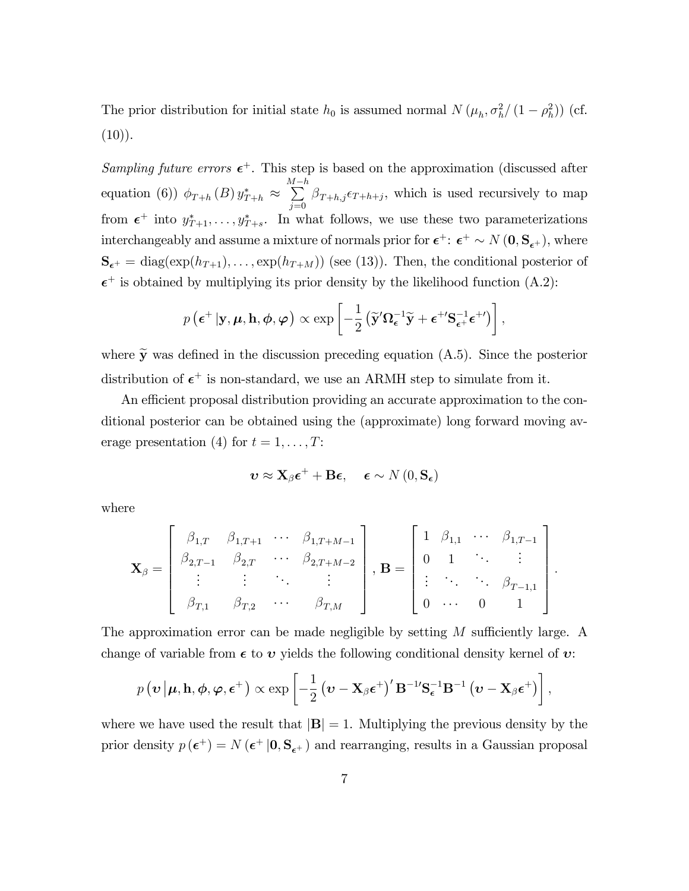The prior distribution for initial state $h_0$ is assumed normal $N\left(\mu_h, \sigma_h^2/\left(1-\rho_h^2\right)\right)$ (cf. (10)).

*Sampling future errors* $\boldsymbol{\epsilon}^+$. This step is based on the approximation (discussed after equation (6)) $\phi_{T+h}(B)\, y^*_{T+h} \approx \sum_{j=0}^{M-h} \beta_{T+h,j}\epsilon_{T+h+j}$, which is used recursively to map from $\boldsymbol{\epsilon}^+$ into $y^*_{T+1},\ldots,y^*_{T+s}$. In what follows, we use these two parameterizations interchangeably and assume a mixture of normals prior for $\boldsymbol{\epsilon}^+$: $\boldsymbol{\epsilon}^+ \sim N\left(\mathbf{0}, \mathbf{S}_{\boldsymbol{\epsilon}^+}\right)$, where $\mathbf{S}_{\boldsymbol{\epsilon}^+} = \text{diag}(\exp(h_{T+1}),\ldots,\exp(h_{T+M}))$ (see (13)). Then, the conditional posterior of $\boldsymbol{\epsilon}^+$ is obtained by multiplying its prior density by the likelihood function (A.2):

$$p\left(\boldsymbol{\epsilon}^+ \left| \mathbf{y}, \boldsymbol{\mu}, \mathbf{h}, \boldsymbol{\phi}, \boldsymbol{\varphi}\right.\right) \propto \exp\left[-\frac{1}{2}\left(\widetilde{\mathbf{y}}'\boldsymbol{\Omega}_{\boldsymbol{\epsilon}}^{-1}\widetilde{\mathbf{y}} + \boldsymbol{\epsilon}^{+\prime}\mathbf{S}_{\boldsymbol{\epsilon}^+}^{-1}\boldsymbol{\epsilon}^{+\prime}\right)\right],$$

where $\widetilde{\mathbf{y}}$ was defined in the discussion preceding equation (A.5). Since the posterior distribution of $\boldsymbol{\epsilon}^+$ is non-standard, we use an ARMH step to simulate from it.

An efficient proposal distribution providing an accurate approximation to the conditional posterior can be obtained using the (approximate) long forward moving average presentation (4) for $t = 1,\ldots,T$:

$$\boldsymbol{\upsilon} \approx \mathbf{X}_\beta \boldsymbol{\epsilon}^+ + \mathbf{B}\boldsymbol{\epsilon}, \quad \boldsymbol{\epsilon} \sim N\left(0, \mathbf{S}_{\boldsymbol{\epsilon}}\right)$$

where

$$\mathbf{X}_\beta = \begin{bmatrix} \beta_{1,T} & \beta_{1,T+1} & \cdots & \beta_{1,T+M-1} \\ \beta_{2,T-1} & \beta_{2,T} & \cdots & \beta_{2,T+M-2} \\ \vdots & \vdots & \ddots & \vdots \\ \beta_{T,1} & \beta_{T,2} & \cdots & \beta_{T,M} \end{bmatrix}, \mathbf{B} = \begin{bmatrix} 1 & \beta_{1,1} & \cdots & \beta_{1,T-1} \\ 0 & 1 & \ddots & \vdots \\ \vdots & \ddots & \ddots & \beta_{T-1,1} \\ 0 & \cdots & 0 & 1 \end{bmatrix}.$$

The approximation error can be made negligible by setting $M$ sufficiently large. A change of variable from $\boldsymbol{\epsilon}$ to $\boldsymbol{\upsilon}$ yields the following conditional density kernel of $\boldsymbol{\upsilon}$:

$$p\left(\boldsymbol{\upsilon} \left| \boldsymbol{\mu}, \mathbf{h}, \boldsymbol{\phi}, \boldsymbol{\varphi}, \boldsymbol{\epsilon}^+\right.\right) \propto \exp\left[-\frac{1}{2}\left(\boldsymbol{\upsilon} - \mathbf{X}_\beta\boldsymbol{\epsilon}^+\right)'\mathbf{B}^{-1\prime}\mathbf{S}_{\boldsymbol{\epsilon}}^{-1}\mathbf{B}^{-1}\left(\boldsymbol{\upsilon} - \mathbf{X}_\beta\boldsymbol{\epsilon}^+\right)\right],$$

where we have used the result that $|\mathbf{B}| = 1$. Multiplying the previous density by the prior density $p\left(\boldsymbol{\epsilon}^+\right) = N\left(\boldsymbol{\epsilon}^+ \left| \mathbf{0}, \mathbf{S}_{\boldsymbol{\epsilon}^+}\right.\right)$ and rearranging, results in a Gaussian proposal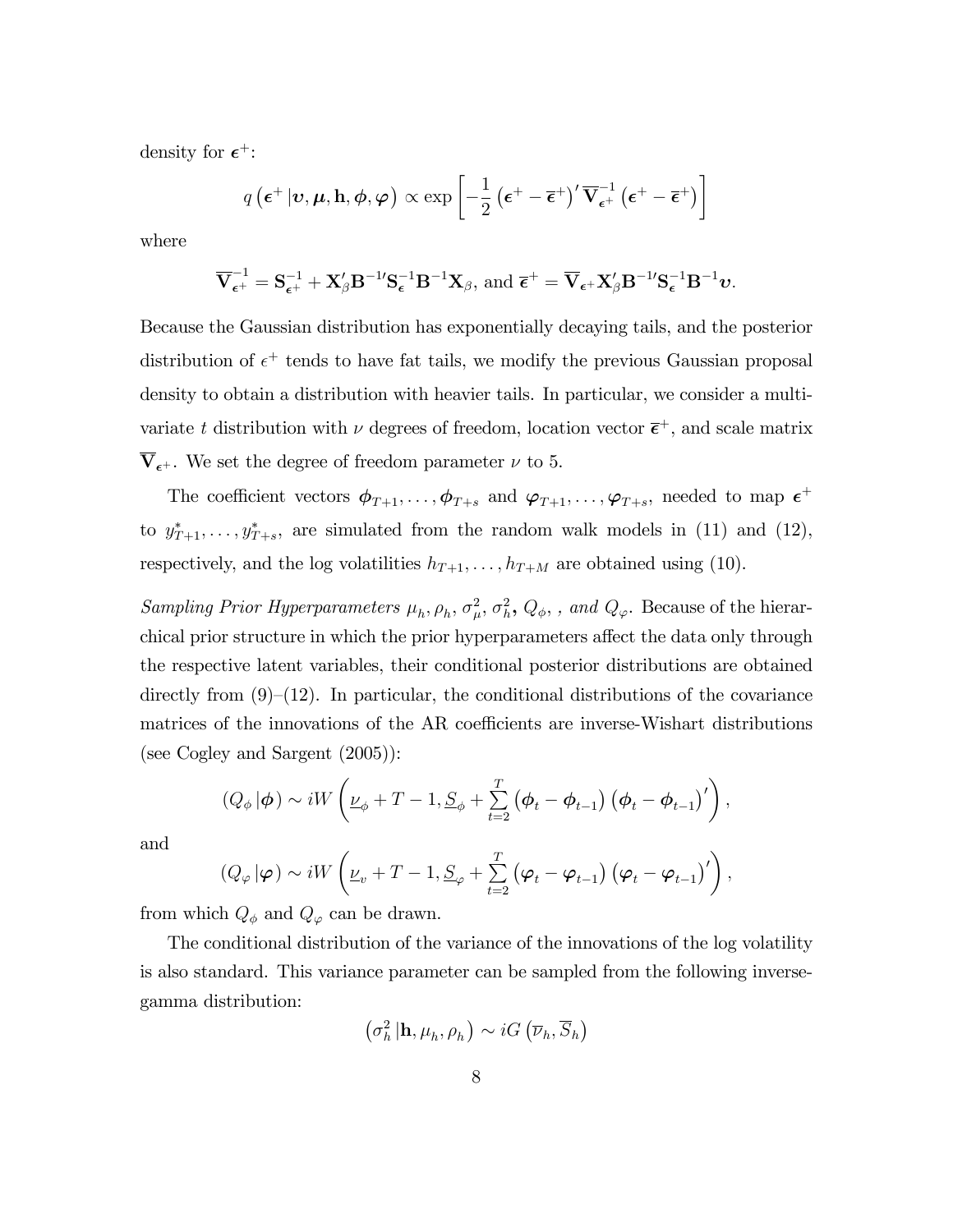density for $\boldsymbol{\epsilon}^+$:

$$q\left(\boldsymbol{\epsilon}^+ \left|\boldsymbol{\upsilon}, \boldsymbol{\mu}, \mathbf{h}, \boldsymbol{\phi}, \boldsymbol{\varphi}\right.\right) \propto \exp\left[-\frac{1}{2}\left(\boldsymbol{\epsilon}^+ - \overline{\boldsymbol{\epsilon}}^+\right)' \overline{\mathbf{V}}_{\boldsymbol{\epsilon}^+}^{-1}\left(\boldsymbol{\epsilon}^+ - \overline{\boldsymbol{\epsilon}}^+\right)\right]$$

where

$$\overline{\mathbf{V}}_{\boldsymbol{\epsilon}^+}^{-1} = \mathbf{S}_{\boldsymbol{\epsilon}^+}^{-1} + \mathbf{X}_\beta' \mathbf{B}^{-1\prime} \mathbf{S}_{\boldsymbol{\epsilon}}^{-1} \mathbf{B}^{-1} \mathbf{X}_\beta, \text{ and } \overline{\boldsymbol{\epsilon}}^+ = \overline{\mathbf{V}}_{\boldsymbol{\epsilon}^+} \mathbf{X}_\beta' \mathbf{B}^{-1\prime} \mathbf{S}_{\boldsymbol{\epsilon}}^{-1} \mathbf{B}^{-1} \boldsymbol{\upsilon}.$$

Because the Gaussian distribution has exponentially decaying tails, and the posterior distribution of $\epsilon^+$ tends to have fat tails, we modify the previous Gaussian proposal density to obtain a distribution with heavier tails. In particular, we consider a multivariate $t$ distribution with $\nu$ degrees of freedom, location vector $\overline{\boldsymbol{\epsilon}}^+$, and scale matrix $\overline{\mathbf{V}}_{\boldsymbol{\epsilon}^+}$. We set the degree of freedom parameter $\nu$ to 5.

The coefficient vectors $\boldsymbol{\phi}_{T+1}, \ldots, \boldsymbol{\phi}_{T+s}$ and $\boldsymbol{\varphi}_{T+1}, \ldots, \boldsymbol{\varphi}_{T+s}$, needed to map $\boldsymbol{\epsilon}^+$ to $y^*_{T+1}, \ldots, y^*_{T+s}$, are simulated from the random walk models in (11) and (12), respectively, and the log volatilities $h_{T+1}, \ldots, h_{T+M}$ are obtained using (10).

*Sampling Prior Hyperparameters* $\mu_h, \rho_h, \sigma^2_\mu, \sigma^2_h$, $Q_\phi$, *, and* $Q_\varphi$. Because of the hierarchical prior structure in which the prior hyperparameters affect the data only through the respective latent variables, their conditional posterior distributions are obtained directly from (9)–(12). In particular, the conditional distributions of the covariance matrices of the innovations of the AR coefficients are inverse-Wishart distributions (see Cogley and Sargent (2005)):

$$\left(Q_\phi \left|\boldsymbol{\phi}\right.\right) \sim iW\left(\underline{\nu}_\phi + T - 1, \underline{S}_\phi + \sum_{t=2}^{T}\left(\boldsymbol{\phi}_t - \boldsymbol{\phi}_{t-1}\right)\left(\boldsymbol{\phi}_t - \boldsymbol{\phi}_{t-1}\right)'\right),$$

and

$$\left(Q_\varphi \left|\boldsymbol{\varphi}\right.\right) \sim iW\left(\underline{\nu}_v + T - 1, \underline{S}_\varphi + \sum_{t=2}^{T}\left(\boldsymbol{\varphi}_t - \boldsymbol{\varphi}_{t-1}\right)\left(\boldsymbol{\varphi}_t - \boldsymbol{\varphi}_{t-1}\right)'\right),$$

from which $Q_\phi$ and $Q_\varphi$ can be drawn.

The conditional distribution of the variance of the innovations of the log volatility is also standard. This variance parameter can be sampled from the following inverse-gamma distribution:

$$\left(\sigma^2_h \left|\mathbf{h}, \mu_h, \rho_h\right.\right) \sim iG\left(\overline{\nu}_h, \overline{S}_h\right)$$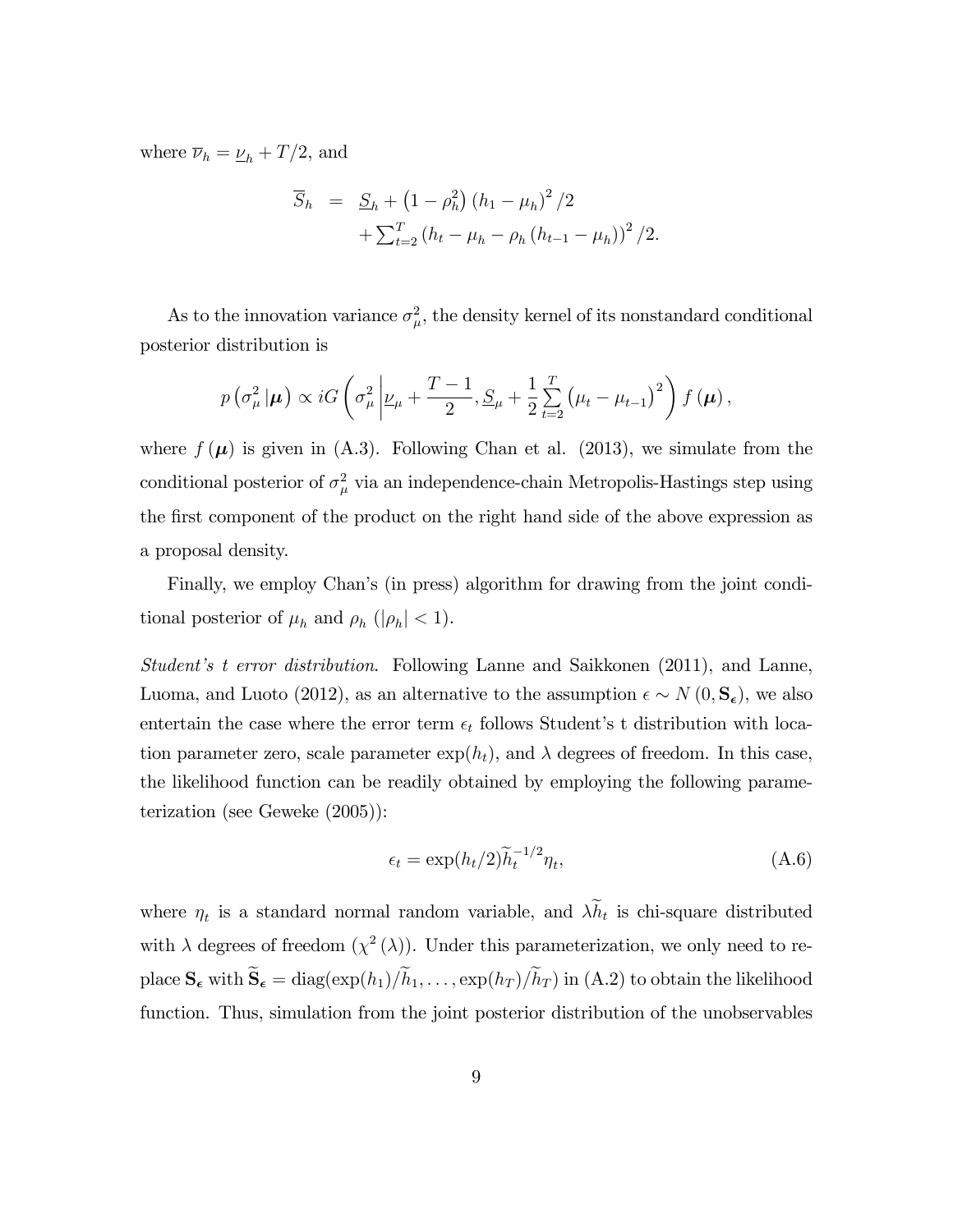where $\overline{\nu}_h = \underline{\nu}_h + T/2$, and

$$
\begin{aligned}
\overline{S}_h &= \underline{S}_h + \left(1-\rho_h^2\right)\left(h_1 - \mu_h\right)^2/2 \\
&\quad + \textstyle\sum_{t=2}^{T}\left(h_t - \mu_h - \rho_h\left(h_{t-1} - \mu_h\right)\right)^2/2.
\end{aligned}
$$

As to the innovation variance $\sigma_\mu^2$, the density kernel of its nonstandard conditional posterior distribution is

$$
p\left(\sigma_\mu^2 \left|\boldsymbol{\mu}\right.\right) \propto iG\left(\sigma_\mu^2 \left| \underline{\nu}_\mu + \frac{T-1}{2}, \underline{S}_\mu + \frac{1}{2}\sum_{t=2}^{T}\left(\mu_t - \mu_{t-1}\right)^2\right.\right) f\left(\boldsymbol{\mu}\right),
$$

where $f\left(\boldsymbol{\mu}\right)$ is given in (A.3). Following Chan et al. (2013), we simulate from the conditional posterior of $\sigma_\mu^2$ via an independence-chain Metropolis-Hastings step using the first component of the product on the right hand side of the above expression as a proposal density.

Finally, we employ Chan's (in press) algorithm for drawing from the joint conditional posterior of $\mu_h$ and $\rho_h$ ($|\rho_h| < 1$).

*Student's t error distribution*. Following Lanne and Saikkonen (2011), and Lanne, Luoma, and Luoto (2012), as an alternative to the assumption $\epsilon \sim N\left(0, \mathbf{S}_\epsilon\right)$, we also entertain the case where the error term $\epsilon_t$ follows Student's t distribution with location parameter zero, scale parameter $\exp(h_t)$, and $\lambda$ degrees of freedom. In this case, the likelihood function can be readily obtained by employing the following parameterization (see Geweke (2005)):

$$
\epsilon_t = \exp(h_t/2)\widetilde{h}_t^{-1/2}\eta_t, \tag{A.6}
$$

where $\eta_t$ is a standard normal random variable, and $\lambda\widetilde{h}_t$ is chi-square distributed with $\lambda$ degrees of freedom ($\chi^2\left(\lambda\right)$). Under this parameterization, we only need to replace $\mathbf{S}_\epsilon$ with $\widetilde{\mathbf{S}}_\epsilon = \operatorname{diag}(\exp(h_1)/\widetilde{h}_1, \ldots, \exp(h_T)/\widetilde{h}_T)$ in (A.2) to obtain the likelihood function. Thus, simulation from the joint posterior distribution of the unobservables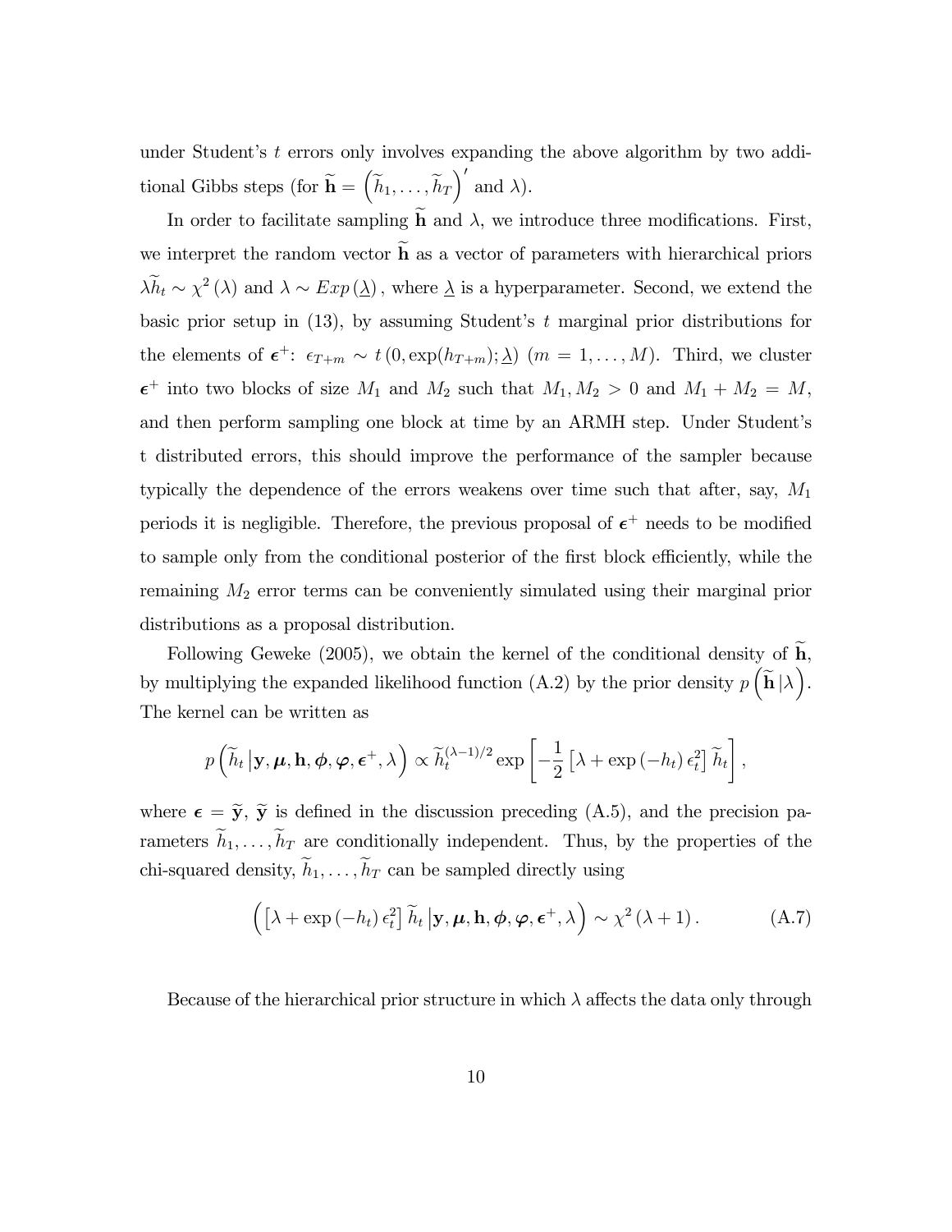under Student's $t$ errors only involves expanding the above algorithm by two additional Gibbs steps (for $\widetilde{\mathbf{h}} = \left(\widetilde{h}_1, \ldots, \widetilde{h}_T\right)'$ and $\lambda$).

In order to facilitate sampling $\widetilde{\mathbf{h}}$ and $\lambda$, we introduce three modifications. First, we interpret the random vector $\widetilde{\mathbf{h}}$ as a vector of parameters with hierarchical priors $\lambda \widetilde{h}_t \sim \chi^2(\lambda)$ and $\lambda \sim Exp(\underline{\lambda})$, where $\underline{\lambda}$ is a hyperparameter. Second, we extend the basic prior setup in (13), by assuming Student's $t$ marginal prior distributions for the elements of $\boldsymbol{\epsilon}^+$: $\epsilon_{T+m} \sim t(0, \exp(h_{T+m}); \underline{\lambda})$ $(m = 1, \ldots, M)$. Third, we cluster $\boldsymbol{\epsilon}^+$ into two blocks of size $M_1$ and $M_2$ such that $M_1, M_2 > 0$ and $M_1 + M_2 = M$, and then perform sampling one block at time by an ARMH step. Under Student's t distributed errors, this should improve the performance of the sampler because typically the dependence of the errors weakens over time such that after, say, $M_1$ periods it is negligible. Therefore, the previous proposal of $\boldsymbol{\epsilon}^+$ needs to be modified to sample only from the conditional posterior of the first block efficiently, while the remaining $M_2$ error terms can be conveniently simulated using their marginal prior distributions as a proposal distribution.

Following Geweke (2005), we obtain the kernel of the conditional density of $\widetilde{\mathbf{h}}$, by multiplying the expanded likelihood function (A.2) by the prior density $p\left(\widetilde{\mathbf{h}} \,|\lambda\right)$. The kernel can be written as

$$p\left(\widetilde{h}_t \,|\mathbf{y}, \boldsymbol{\mu}, \mathbf{h}, \boldsymbol{\phi}, \boldsymbol{\varphi}, \boldsymbol{\epsilon}^+, \lambda\right) \propto \widetilde{h}_t^{(\lambda-1)/2} \exp\left[-\frac{1}{2}\left[\lambda + \exp\left(-h_t\right)\epsilon_t^2\right]\widetilde{h}_t\right],$$

where $\boldsymbol{\epsilon} = \widetilde{\mathbf{y}}$, $\widetilde{\mathbf{y}}$ is defined in the discussion preceding (A.5), and the precision parameters $\widetilde{h}_1, \ldots, \widetilde{h}_T$ are conditionally independent. Thus, by the properties of the chi-squared density, $\widetilde{h}_1, \ldots, \widetilde{h}_T$ can be sampled directly using

$$\left(\left[\lambda + \exp\left(-h_t\right)\epsilon_t^2\right]\widetilde{h}_t \,|\mathbf{y}, \boldsymbol{\mu}, \mathbf{h}, \boldsymbol{\phi}, \boldsymbol{\varphi}, \boldsymbol{\epsilon}^+, \lambda\right) \sim \chi^2\left(\lambda + 1\right). \tag{A.7}$$

Because of the hierarchical prior structure in which $\lambda$ affects the data only through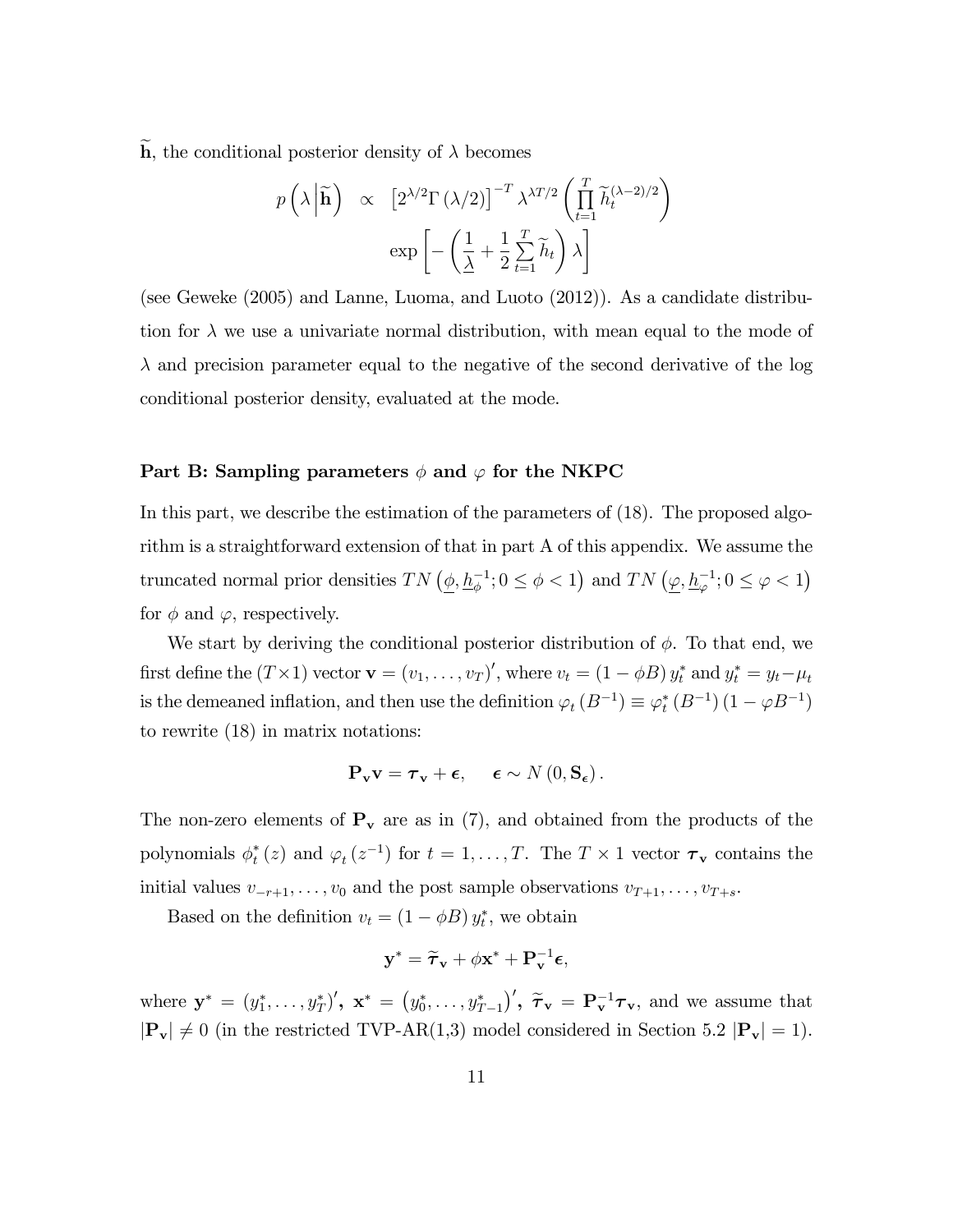$\widetilde{\mathbf{h}}$, the conditional posterior density of $\lambda$ becomes

$$
\begin{aligned}
p\left(\lambda \middle| \widetilde{\mathbf{h}}\right) \;\propto\; & \left[2^{\lambda/2}\Gamma\left(\lambda/2\right)\right]^{-T} \lambda^{\lambda T/2} \left(\prod_{t=1}^{T} \widetilde{h}_t^{(\lambda-2)/2}\right) \\
& \exp\left[-\left(\frac{1}{\underline{\lambda}} + \frac{1}{2}\sum_{t=1}^{T} \widetilde{h}_t\right)\lambda\right]
\end{aligned}
$$

(see Geweke (2005) and Lanne, Luoma, and Luoto (2012)). As a candidate distribution for $\lambda$ we use a univariate normal distribution, with mean equal to the mode of $\lambda$ and precision parameter equal to the negative of the second derivative of the log conditional posterior density, evaluated at the mode.

#### Part B: Sampling parameters $\phi$ and $\varphi$ for the NKPC

In this part, we describe the estimation of the parameters of (18). The proposed algorithm is a straightforward extension of that in part A of this appendix. We assume the truncated normal prior densities $TN\left(\underline{\phi}, \underline{h}_{\phi}^{-1}; 0 \leq \phi < 1\right)$ and $TN\left(\underline{\varphi}, \underline{h}_{\varphi}^{-1}; 0 \leq \varphi < 1\right)$ for $\phi$ and $\varphi$, respectively.

We start by deriving the conditional posterior distribution of $\phi$. To that end, we first define the $(T\times 1)$ vector $\mathbf{v} = (v_1, \ldots, v_T)'$, where $v_t = (1-\phi B)\, y_t^*$ and $y_t^* = y_t - \mu_t$ is the demeaned inflation, and then use the definition $\varphi_t\left(B^{-1}\right) \equiv \varphi_t^*\left(B^{-1}\right)\left(1-\varphi B^{-1}\right)$ to rewrite (18) in matrix notations:

$$
\mathbf{P}_{\mathbf{v}}\mathbf{v} = \boldsymbol{\tau}_{\mathbf{v}} + \boldsymbol{\epsilon}, \qquad \boldsymbol{\epsilon} \sim N\left(0, \mathbf{S}_{\boldsymbol{\epsilon}}\right).
$$

The non-zero elements of $\mathbf{P}_{\mathbf{v}}$ are as in (7), and obtained from the products of the polynomials $\phi_t^*(z)$ and $\varphi_t\left(z^{-1}\right)$ for $t = 1, \ldots, T$. The $T\times 1$ vector $\boldsymbol{\tau}_{\mathbf{v}}$ contains the initial values $v_{-r+1}, \ldots, v_0$ and the post sample observations $v_{T+1}, \ldots, v_{T+s}$.

Based on the definition $v_t = (1-\phi B)\, y_t^*$, we obtain

$$
\mathbf{y}^* = \widetilde{\boldsymbol{\tau}}_{\mathbf{v}} + \phi\mathbf{x}^* + \mathbf{P}_{\mathbf{v}}^{-1}\boldsymbol{\epsilon},
$$

where $\mathbf{y}^* = \left(y_1^*, \ldots, y_T^*\right)'$, $\mathbf{x}^* = \left(y_0^*, \ldots, y_{T-1}^*\right)'$, $\widetilde{\boldsymbol{\tau}}_{\mathbf{v}} = \mathbf{P}_{\mathbf{v}}^{-1}\boldsymbol{\tau}_{\mathbf{v}}$, and we assume that $|\mathbf{P}_{\mathbf{v}}| \neq 0$ (in the restricted TVP-AR(1,3) model considered in Section 5.2 $|\mathbf{P}_{\mathbf{v}}| = 1$).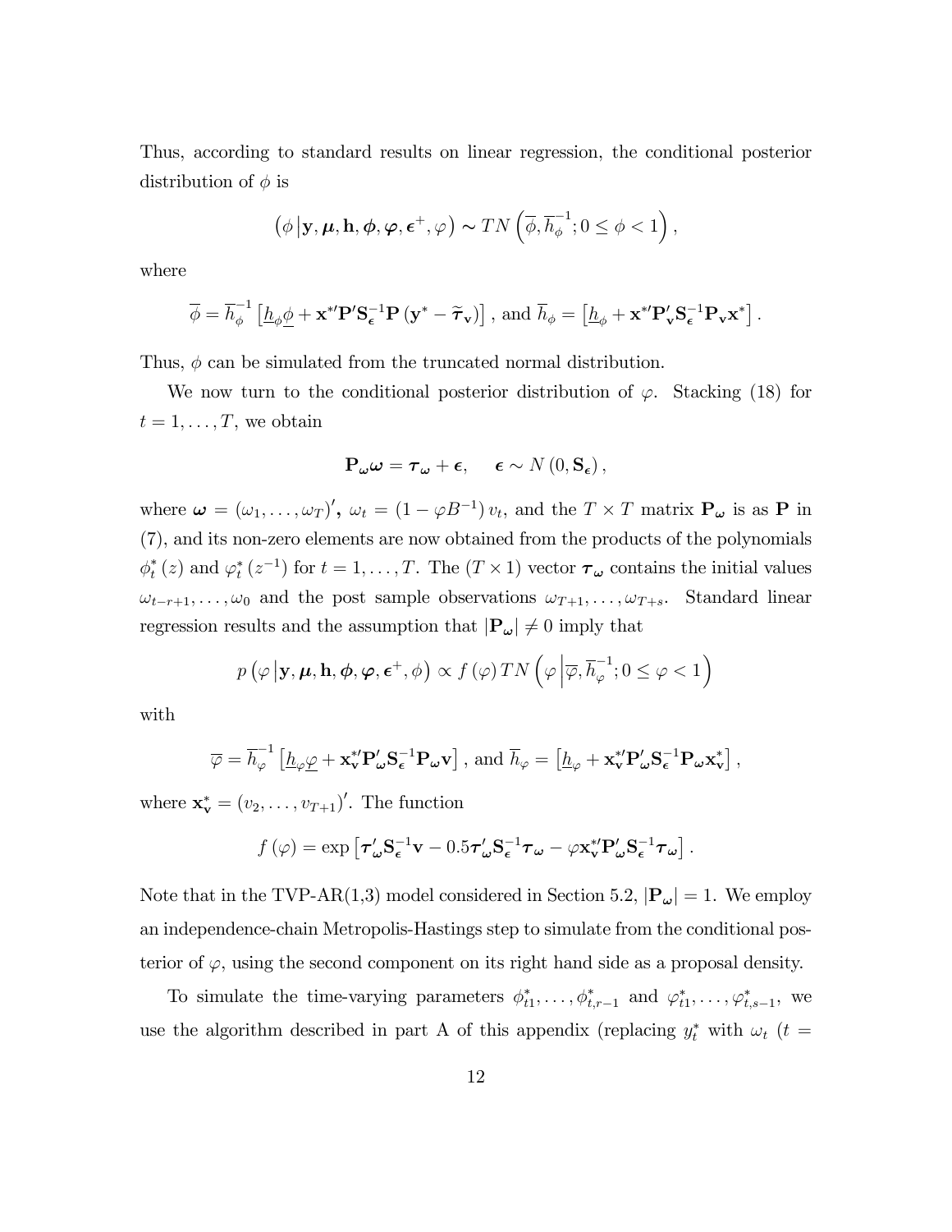Thus, according to standard results on linear regression, the conditional posterior distribution of $\phi$ is

$$\left(\phi \left| \mathbf{y}, \boldsymbol{\mu}, \mathbf{h}, \boldsymbol{\phi}, \boldsymbol{\varphi}, \boldsymbol{\epsilon}^{+}, \varphi \right.\right) \sim TN\left(\overline{\phi}, \overline{h}_{\phi}^{-1}; 0 \leq \phi < 1\right),$$

where

$$\overline{\phi} = \overline{h}_{\phi}^{-1}\left[\underline{h}_{\phi}\underline{\phi} + \mathbf{x}^{*\prime}\mathbf{P}^{\prime}\mathbf{S}_{\boldsymbol{\epsilon}}^{-1}\mathbf{P}\left(\mathbf{y}^{*} - \widetilde{\boldsymbol{\tau}}_{\mathbf{v}}\right)\right], \text{ and } \overline{h}_{\phi} = \left[\underline{h}_{\phi} + \mathbf{x}^{*\prime}\mathbf{P}_{\mathbf{v}}^{\prime}\mathbf{S}_{\boldsymbol{\epsilon}}^{-1}\mathbf{P}_{\mathbf{v}}\mathbf{x}^{*}\right].$$

Thus, $\phi$ can be simulated from the truncated normal distribution.

We now turn to the conditional posterior distribution of $\varphi$. Stacking (18) for $t = 1, \ldots, T$, we obtain

$$\mathbf{P}_{\boldsymbol{\omega}}\boldsymbol{\omega} = \boldsymbol{\tau}_{\boldsymbol{\omega}} + \boldsymbol{\epsilon}, \quad \boldsymbol{\epsilon} \sim N\left(0, \mathbf{S}_{\boldsymbol{\epsilon}}\right),$$

where $\boldsymbol{\omega} = (\omega_1, \ldots, \omega_T)'$, $\omega_t = \left(1 - \varphi B^{-1}\right) v_t$, and the $T \times T$ matrix $\mathbf{P}_{\boldsymbol{\omega}}$ is as $\mathbf{P}$ in (7), and its non-zero elements are now obtained from the products of the polynomials $\phi_t^*(z)$ and $\varphi_t^*\left(z^{-1}\right)$ for $t = 1, \ldots, T$. The $(T \times 1)$ vector $\boldsymbol{\tau}_{\boldsymbol{\omega}}$ contains the initial values $\omega_{t-r+1}, \ldots, \omega_0$ and the post sample observations $\omega_{T+1}, \ldots, \omega_{T+s}$. Standard linear regression results and the assumption that $|\mathbf{P}_{\boldsymbol{\omega}}| \neq 0$ imply that

$$p\left(\varphi \left| \mathbf{y}, \boldsymbol{\mu}, \mathbf{h}, \boldsymbol{\phi}, \boldsymbol{\varphi}, \boldsymbol{\epsilon}^{+}, \phi \right.\right) \propto f(\varphi)\, TN\left(\varphi \left| \overline{\varphi}, \overline{h}_{\varphi}^{-1}; 0 \leq \varphi < 1 \right.\right)$$

with

$$\overline{\varphi} = \overline{h}_{\varphi}^{-1}\left[\underline{h}_{\varphi}\underline{\varphi} + \mathbf{x}_{\mathbf{v}}^{*\prime}\mathbf{P}_{\boldsymbol{\omega}}^{\prime}\mathbf{S}_{\boldsymbol{\epsilon}}^{-1}\mathbf{P}_{\boldsymbol{\omega}}\mathbf{v}\right], \text{ and } \overline{h}_{\varphi} = \left[\underline{h}_{\varphi} + \mathbf{x}_{\mathbf{v}}^{*\prime}\mathbf{P}_{\boldsymbol{\omega}}^{\prime}\mathbf{S}_{\boldsymbol{\epsilon}}^{-1}\mathbf{P}_{\boldsymbol{\omega}}\mathbf{x}_{\mathbf{v}}^{*}\right],$$

where $\mathbf{x}_{\mathbf{v}}^{*} = (v_2, \ldots, v_{T+1})'$. The function

$$f(\varphi) = \exp\left[\boldsymbol{\tau}_{\boldsymbol{\omega}}^{\prime}\mathbf{S}_{\boldsymbol{\epsilon}}^{-1}\mathbf{v} - 0.5\boldsymbol{\tau}_{\boldsymbol{\omega}}^{\prime}\mathbf{S}_{\boldsymbol{\epsilon}}^{-1}\boldsymbol{\tau}_{\boldsymbol{\omega}} - \varphi\mathbf{x}_{\mathbf{v}}^{*\prime}\mathbf{P}_{\boldsymbol{\omega}}^{\prime}\mathbf{S}_{\boldsymbol{\epsilon}}^{-1}\boldsymbol{\tau}_{\boldsymbol{\omega}}\right].$$

Note that in the TVP-AR(1,3) model considered in Section 5.2, $|\mathbf{P}_{\boldsymbol{\omega}}| = 1$. We employ an independence-chain Metropolis-Hastings step to simulate from the conditional posterior of $\varphi$, using the second component on its right hand side as a proposal density.

To simulate the time-varying parameters $\phi_{t1}^*, \ldots, \phi_{t,r-1}^*$ and $\varphi_{t1}^*, \ldots, \varphi_{t,s-1}^*$, we use the algorithm described in part A of this appendix (replacing $y_t^*$ with $\omega_t$ ($t =$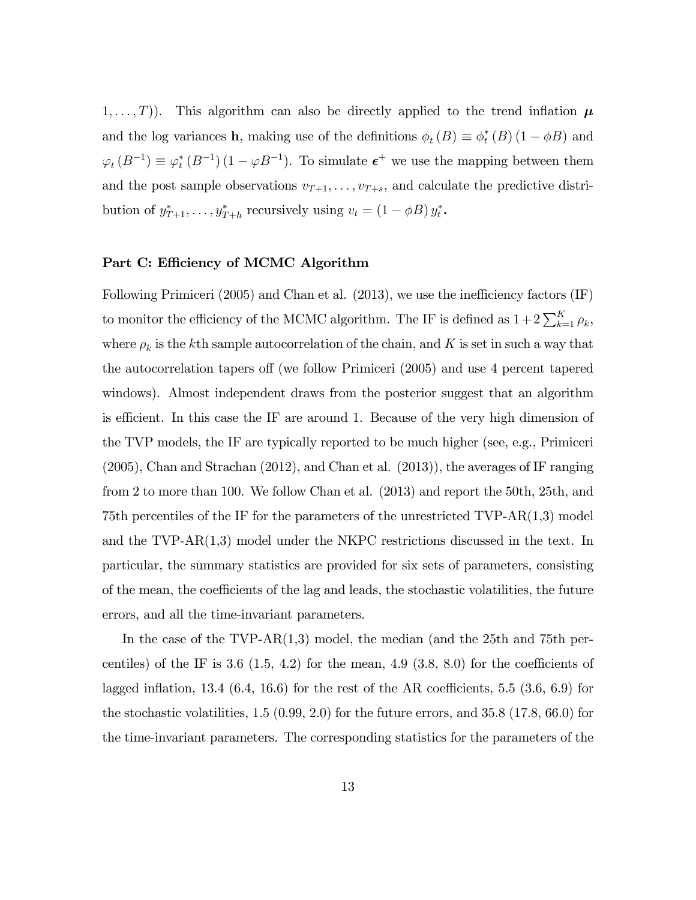$1, \ldots, T)$). This algorithm can also be directly applied to the trend inflation $\boldsymbol{\mu}$ and the log variances $\mathbf{h}$, making use of the definitions $\phi_t(B) \equiv \phi_t^*(B)(1 - \phi B)$ and $\varphi_t(B^{-1}) \equiv \varphi_t^*(B^{-1})(1 - \varphi B^{-1})$. To simulate $\boldsymbol{\epsilon}^+$ we use the mapping between them and the post sample observations $v_{T+1}, \ldots, v_{T+s}$, and calculate the predictive distribution of $y_{T+1}^*, \ldots, y_{T+h}^*$ recursively using $v_t = (1 - \phi B) y_t^*$.

**Part C: Efficiency of MCMC Algorithm**

Following Primiceri (2005) and Chan et al. (2013), we use the inefficiency factors (IF) to monitor the efficiency of the MCMC algorithm. The IF is defined as $1 + 2\sum_{k=1}^{K} \rho_k$, where $\rho_k$ is the $k$th sample autocorrelation of the chain, and $K$ is set in such a way that the autocorrelation tapers off (we follow Primiceri (2005) and use 4 percent tapered windows). Almost independent draws from the posterior suggest that an algorithm is efficient. In this case the IF are around 1. Because of the very high dimension of the TVP models, the IF are typically reported to be much higher (see, e.g., Primiceri (2005), Chan and Strachan (2012), and Chan et al. (2013)), the averages of IF ranging from 2 to more than 100. We follow Chan et al. (2013) and report the 50th, 25th, and 75th percentiles of the IF for the parameters of the unrestricted TVP-AR(1,3) model and the TVP-AR(1,3) model under the NKPC restrictions discussed in the text. In particular, the summary statistics are provided for six sets of parameters, consisting of the mean, the coefficients of the lag and leads, the stochastic volatilities, the future errors, and all the time-invariant parameters.

In the case of the TVP-AR(1,3) model, the median (and the 25th and 75th percentiles) of the IF is 3.6 (1.5, 4.2) for the mean, 4.9 (3.8, 8.0) for the coefficients of lagged inflation, 13.4 (6.4, 16.6) for the rest of the AR coefficients, 5.5 (3.6, 6.9) for the stochastic volatilities, 1.5 (0.99, 2.0) for the future errors, and 35.8 (17.8, 66.0) for the time-invariant parameters. The corresponding statistics for the parameters of the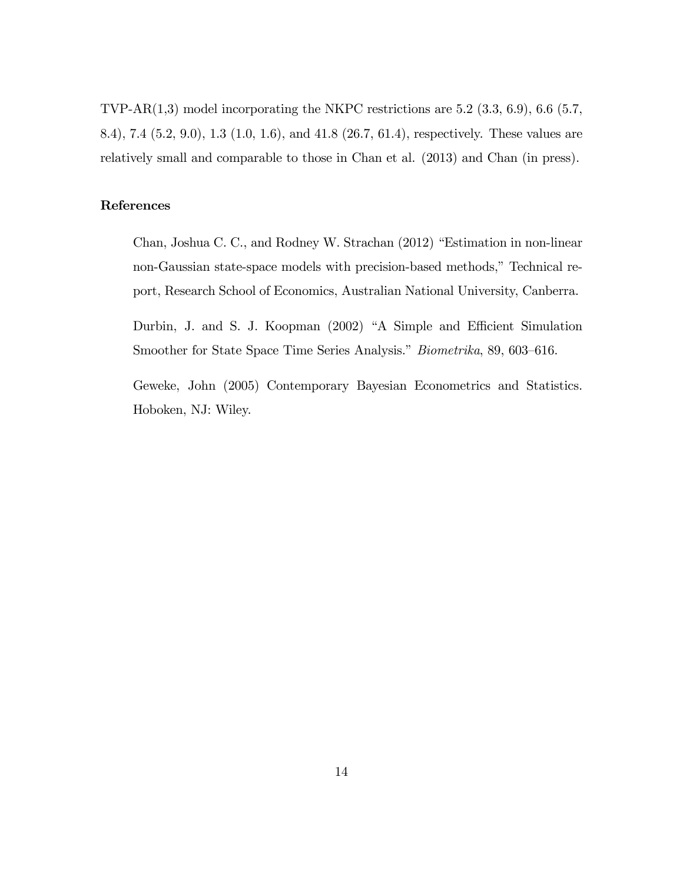TVP-AR(1,3) model incorporating the NKPC restrictions are 5.2 (3.3, 6.9), 6.6 (5.7, 8.4), 7.4 (5.2, 9.0), 1.3 (1.0, 1.6), and 41.8 (26.7, 61.4), respectively. These values are relatively small and comparable to those in Chan et al. (2013) and Chan (in press).

### References

Chan, Joshua C. C., and Rodney W. Strachan (2012) "Estimation in non-linear non-Gaussian state-space models with precision-based methods," Technical report, Research School of Economics, Australian National University, Canberra.

Durbin, J. and S. J. Koopman (2002) "A Simple and Efficient Simulation Smoother for State Space Time Series Analysis." *Biometrika*, 89, 603–616.

Geweke, John (2005) Contemporary Bayesian Econometrics and Statistics. Hoboken, NJ: Wiley.